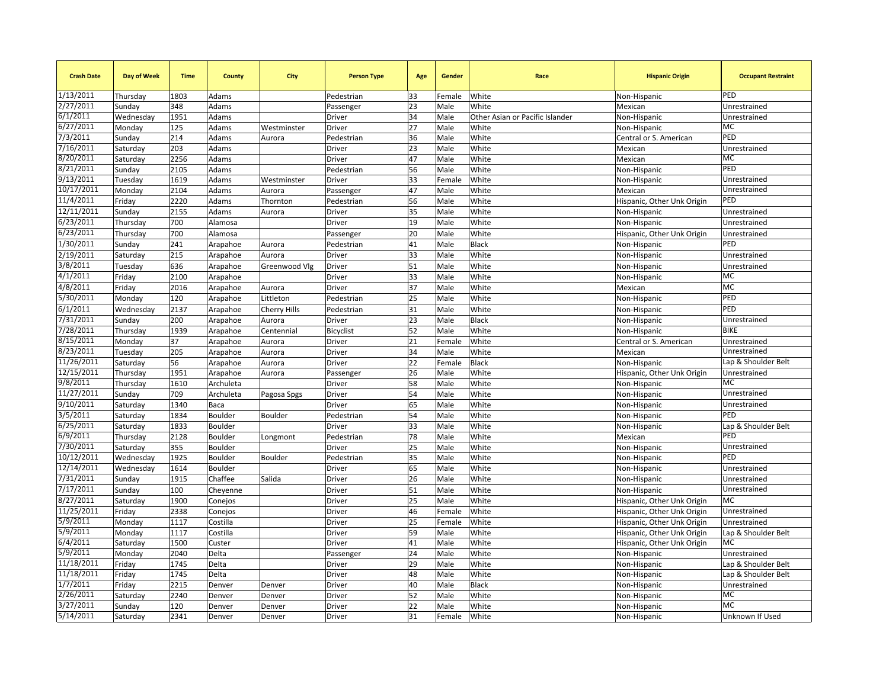| Crash Date | Day of Week | Time | County | City | Person Type | Age | Gender | Race | Hispanic Origin | Occupant Restraint |
|---|---|---|---|---|---|---|---|---|---|---|
| 1/13/2011 | Thursday | 1803 | Adams | | Pedestrian | 33 | Female | White | Non-Hispanic | PED |
| 2/27/2011 | Sunday | 348 | Adams | | Passenger | 23 | Male | White | Mexican | Unrestrained |
| 6/1/2011 | Wednesday | 1951 | Adams | | Driver | 34 | Male | Other Asian or Pacific Islander | Non-Hispanic | Unrestrained |
| 6/27/2011 | Monday | 125 | Adams | Westminster | Driver | 27 | Male | White | Non-Hispanic | MC |
| 7/3/2011 | Sunday | 214 | Adams | Aurora | Pedestrian | 36 | Male | White | Central or S. American | PED |
| 7/16/2011 | Saturday | 203 | Adams | | Driver | 23 | Male | White | Mexican | Unrestrained |
| 8/20/2011 | Saturday | 2256 | Adams | | Driver | 47 | Male | White | Mexican | MC |
| 8/21/2011 | Sunday | 2105 | Adams | | Pedestrian | 56 | Male | White | Non-Hispanic | PED |
| 9/13/2011 | Tuesday | 1619 | Adams | Westminster | Driver | 33 | Female | White | Non-Hispanic | Unrestrained |
| 10/17/2011 | Monday | 2104 | Adams | Aurora | Passenger | 47 | Male | White | Mexican | Unrestrained |
| 11/4/2011 | Friday | 2220 | Adams | Thornton | Pedestrian | 56 | Male | White | Hispanic, Other Unk Origin | PED |
| 12/11/2011 | Sunday | 2155 | Adams | Aurora | Driver | 35 | Male | White | Non-Hispanic | Unrestrained |
| 6/23/2011 | Thursday | 700 | Alamosa | | Driver | 19 | Male | White | Non-Hispanic | Unrestrained |
| 6/23/2011 | Thursday | 700 | Alamosa | | Passenger | 20 | Male | White | Hispanic, Other Unk Origin | Unrestrained |
| 1/30/2011 | Sunday | 241 | Arapahoe | Aurora | Pedestrian | 41 | Male | Black | Non-Hispanic | PED |
| 2/19/2011 | Saturday | 215 | Arapahoe | Aurora | Driver | 33 | Male | White | Non-Hispanic | Unrestrained |
| 3/8/2011 | Tuesday | 636 | Arapahoe | Greenwood Vlg | Driver | 51 | Male | White | Non-Hispanic | Unrestrained |
| 4/1/2011 | Friday | 2100 | Arapahoe | | Driver | 33 | Male | White | Non-Hispanic | MC |
| 4/8/2011 | Friday | 2016 | Arapahoe | Aurora | Driver | 37 | Male | White | Mexican | MC |
| 5/30/2011 | Monday | 120 | Arapahoe | Littleton | Pedestrian | 25 | Male | White | Non-Hispanic | PED |
| 6/1/2011 | Wednesday | 2137 | Arapahoe | Cherry Hills | Pedestrian | 31 | Male | White | Non-Hispanic | PED |
| 7/31/2011 | Sunday | 200 | Arapahoe | Aurora | Driver | 23 | Male | Black | Non-Hispanic | Unrestrained |
| 7/28/2011 | Thursday | 1939 | Arapahoe | Centennial | Bicyclist | 52 | Male | White | Non-Hispanic | BIKE |
| 8/15/2011 | Monday | 37 | Arapahoe | Aurora | Driver | 21 | Female | White | Central or S. American | Unrestrained |
| 8/23/2011 | Tuesday | 205 | Arapahoe | Aurora | Driver | 34 | Male | White | Mexican | Unrestrained |
| 11/26/2011 | Saturday | 56 | Arapahoe | Aurora | Driver | 22 | Female | Black | Non-Hispanic | Lap & Shoulder Belt |
| 12/15/2011 | Thursday | 1951 | Arapahoe | Aurora | Passenger | 26 | Male | White | Hispanic, Other Unk Origin | Unrestrained |
| 9/8/2011 | Thursday | 1610 | Archuleta | | Driver | 58 | Male | White | Non-Hispanic | MC |
| 11/27/2011 | Sunday | 709 | Archuleta | Pagosa Spgs | Driver | 54 | Male | White | Non-Hispanic | Unrestrained |
| 9/10/2011 | Saturday | 1340 | Baca | | Driver | 65 | Male | White | Non-Hispanic | Unrestrained |
| 3/5/2011 | Saturday | 1834 | Boulder | Boulder | Pedestrian | 54 | Male | White | Non-Hispanic | PED |
| 6/25/2011 | Saturday | 1833 | Boulder | | Driver | 33 | Male | White | Non-Hispanic | Lap & Shoulder Belt |
| 6/9/2011 | Thursday | 2128 | Boulder | Longmont | Pedestrian | 78 | Male | White | Mexican | PED |
| 7/30/2011 | Saturday | 355 | Boulder | | Driver | 25 | Male | White | Non-Hispanic | Unrestrained |
| 10/12/2011 | Wednesday | 1925 | Boulder | Boulder | Pedestrian | 35 | Male | White | Non-Hispanic | PED |
| 12/14/2011 | Wednesday | 1614 | Boulder | | Driver | 65 | Male | White | Non-Hispanic | Unrestrained |
| 7/31/2011 | Sunday | 1915 | Chaffee | Salida | Driver | 26 | Male | White | Non-Hispanic | Unrestrained |
| 7/17/2011 | Sunday | 100 | Cheyenne | | Driver | 51 | Male | White | Non-Hispanic | Unrestrained |
| 8/27/2011 | Saturday | 1900 | Conejos | | Driver | 25 | Male | White | Hispanic, Other Unk Origin | MC |
| 11/25/2011 | Friday | 2338 | Conejos | | Driver | 46 | Female | White | Hispanic, Other Unk Origin | Unrestrained |
| 5/9/2011 | Monday | 1117 | Costilla | | Driver | 25 | Female | White | Hispanic, Other Unk Origin | Unrestrained |
| 5/9/2011 | Monday | 1117 | Costilla | | Driver | 59 | Male | White | Hispanic, Other Unk Origin | Lap & Shoulder Belt |
| 6/4/2011 | Saturday | 1500 | Custer | | Driver | 41 | Male | White | Hispanic, Other Unk Origin | MC |
| 5/9/2011 | Monday | 2040 | Delta | | Passenger | 24 | Male | White | Non-Hispanic | Unrestrained |
| 11/18/2011 | Friday | 1745 | Delta | | Driver | 29 | Male | White | Non-Hispanic | Lap & Shoulder Belt |
| 11/18/2011 | Friday | 1745 | Delta | | Driver | 48 | Male | White | Non-Hispanic | Lap & Shoulder Belt |
| 1/7/2011 | Friday | 2215 | Denver | Denver | Driver | 40 | Male | Black | Non-Hispanic | Unrestrained |
| 2/26/2011 | Saturday | 2240 | Denver | Denver | Driver | 52 | Male | White | Non-Hispanic | MC |
| 3/27/2011 | Sunday | 120 | Denver | Denver | Driver | 22 | Male | White | Non-Hispanic | MC |
| 5/14/2011 | Saturday | 2341 | Denver | Denver | Driver | 31 | Female | White | Non-Hispanic | Unknown If Used |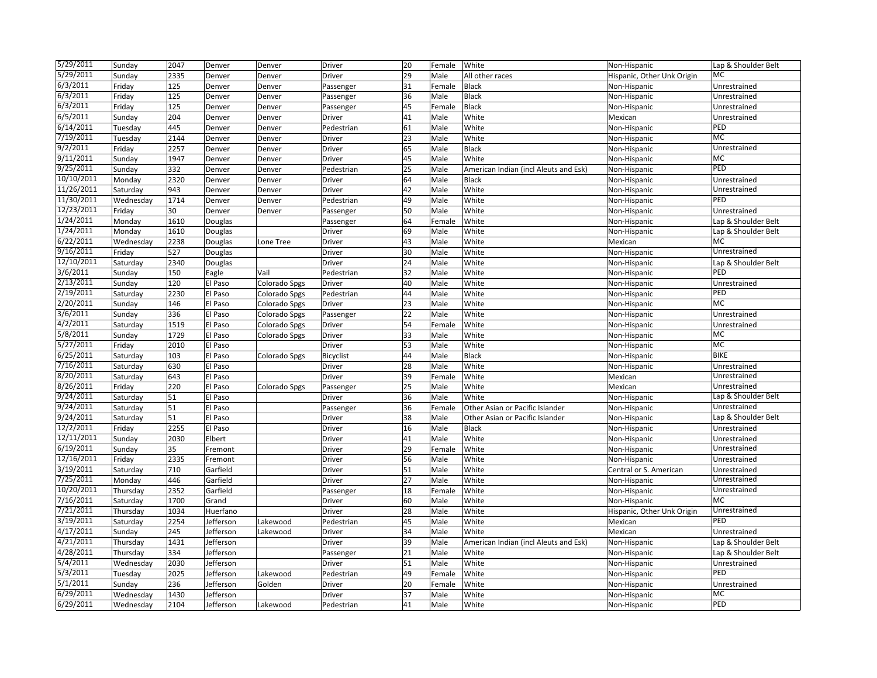| | | | | | | | | | | |
|---|---|---|---|---|---|---|---|---|---|---|
| 5/29/2011 | Sunday | 2047 | Denver | Denver | Driver | 20 | Female | White | Non-Hispanic | Lap & Shoulder Belt |
| 5/29/2011 | Sunday | 2335 | Denver | Denver | Driver | 29 | Male | All other races | Hispanic, Other Unk Origin | MC |
| 6/3/2011 | Friday | 125 | Denver | Denver | Passenger | 31 | Female | Black | Non-Hispanic | Unrestrained |
| 6/3/2011 | Friday | 125 | Denver | Denver | Passenger | 36 | Male | Black | Non-Hispanic | Unrestrained |
| 6/3/2011 | Friday | 125 | Denver | Denver | Passenger | 45 | Female | Black | Non-Hispanic | Unrestrained |
| 6/5/2011 | Sunday | 204 | Denver | Denver | Driver | 41 | Male | White | Mexican | Unrestrained |
| 6/14/2011 | Tuesday | 445 | Denver | Denver | Pedestrian | 61 | Male | White | Non-Hispanic | PED |
| 7/19/2011 | Tuesday | 2144 | Denver | Denver | Driver | 23 | Male | White | Non-Hispanic | MC |
| 9/2/2011 | Friday | 2257 | Denver | Denver | Driver | 65 | Male | Black | Non-Hispanic | Unrestrained |
| 9/11/2011 | Sunday | 1947 | Denver | Denver | Driver | 45 | Male | White | Non-Hispanic | MC |
| 9/25/2011 | Sunday | 332 | Denver | Denver | Pedestrian | 25 | Male | American Indian (incl Aleuts and Esk) | Non-Hispanic | PED |
| 10/10/2011 | Monday | 2320 | Denver | Denver | Driver | 64 | Male | Black | Non-Hispanic | Unrestrained |
| 11/26/2011 | Saturday | 943 | Denver | Denver | Driver | 42 | Male | White | Non-Hispanic | Unrestrained |
| 11/30/2011 | Wednesday | 1714 | Denver | Denver | Pedestrian | 49 | Male | White | Non-Hispanic | PED |
| 12/23/2011 | Friday | 30 | Denver | Denver | Passenger | 50 | Male | White | Non-Hispanic | Unrestrained |
| 1/24/2011 | Monday | 1610 | Douglas | | Passenger | 64 | Female | White | Non-Hispanic | Lap & Shoulder Belt |
| 1/24/2011 | Monday | 1610 | Douglas | | Driver | 69 | Male | White | Non-Hispanic | Lap & Shoulder Belt |
| 6/22/2011 | Wednesday | 2238 | Douglas | Lone Tree | Driver | 43 | Male | White | Mexican | MC |
| 9/16/2011 | Friday | 527 | Douglas | | Driver | 30 | Male | White | Non-Hispanic | Unrestrained |
| 12/10/2011 | Saturday | 2340 | Douglas | | Driver | 24 | Male | White | Non-Hispanic | Lap & Shoulder Belt |
| 3/6/2011 | Sunday | 150 | Eagle | Vail | Pedestrian | 32 | Male | White | Non-Hispanic | PED |
| 2/13/2011 | Sunday | 120 | El Paso | Colorado Spgs | Driver | 40 | Male | White | Non-Hispanic | Unrestrained |
| 2/19/2011 | Saturday | 2230 | El Paso | Colorado Spgs | Pedestrian | 44 | Male | White | Non-Hispanic | PED |
| 2/20/2011 | Sunday | 146 | El Paso | Colorado Spgs | Driver | 23 | Male | White | Non-Hispanic | MC |
| 3/6/2011 | Sunday | 336 | El Paso | Colorado Spgs | Passenger | 22 | Male | White | Non-Hispanic | Unrestrained |
| 4/2/2011 | Saturday | 1519 | El Paso | Colorado Spgs | Driver | 54 | Female | White | Non-Hispanic | Unrestrained |
| 5/8/2011 | Sunday | 1729 | El Paso | Colorado Spgs | Driver | 33 | Male | White | Non-Hispanic | MC |
| 5/27/2011 | Friday | 2010 | El Paso | | Driver | 53 | Male | White | Non-Hispanic | MC |
| 6/25/2011 | Saturday | 103 | El Paso | Colorado Spgs | Bicyclist | 44 | Male | Black | Non-Hispanic | BIKE |
| 7/16/2011 | Saturday | 630 | El Paso | | Driver | 28 | Male | White | Non-Hispanic | Unrestrained |
| 8/20/2011 | Saturday | 643 | El Paso | | Driver | 39 | Female | White | Mexican | Unrestrained |
| 8/26/2011 | Friday | 220 | El Paso | Colorado Spgs | Passenger | 25 | Male | White | Mexican | Unrestrained |
| 9/24/2011 | Saturday | 51 | El Paso | | Driver | 36 | Male | White | Non-Hispanic | Lap & Shoulder Belt |
| 9/24/2011 | Saturday | 51 | El Paso | | Passenger | 36 | Female | Other Asian or Pacific Islander | Non-Hispanic | Unrestrained |
| 9/24/2011 | Saturday | 51 | El Paso | | Driver | 38 | Male | Other Asian or Pacific Islander | Non-Hispanic | Lap & Shoulder Belt |
| 12/2/2011 | Friday | 2255 | El Paso | | Driver | 16 | Male | Black | Non-Hispanic | Unrestrained |
| 12/11/2011 | Sunday | 2030 | Elbert | | Driver | 41 | Male | White | Non-Hispanic | Unrestrained |
| 6/19/2011 | Sunday | 35 | Fremont | | Driver | 29 | Female | White | Non-Hispanic | Unrestrained |
| 12/16/2011 | Friday | 2335 | Fremont | | Driver | 56 | Male | White | Non-Hispanic | Unrestrained |
| 3/19/2011 | Saturday | 710 | Garfield | | Driver | 51 | Male | White | Central or S. American | Unrestrained |
| 7/25/2011 | Monday | 446 | Garfield | | Driver | 27 | Male | White | Non-Hispanic | Unrestrained |
| 10/20/2011 | Thursday | 2352 | Garfield | | Passenger | 18 | Female | White | Non-Hispanic | Unrestrained |
| 7/16/2011 | Saturday | 1700 | Grand | | Driver | 60 | Male | White | Non-Hispanic | MC |
| 7/21/2011 | Thursday | 1034 | Huerfano | | Driver | 28 | Male | White | Hispanic, Other Unk Origin | Unrestrained |
| 3/19/2011 | Saturday | 2254 | Jefferson | Lakewood | Pedestrian | 45 | Male | White | Mexican | PED |
| 4/17/2011 | Sunday | 245 | Jefferson | Lakewood | Driver | 34 | Male | White | Mexican | Unrestrained |
| 4/21/2011 | Thursday | 1431 | Jefferson | | Driver | 39 | Male | American Indian (incl Aleuts and Esk) | Non-Hispanic | Lap & Shoulder Belt |
| 4/28/2011 | Thursday | 334 | Jefferson | | Passenger | 21 | Male | White | Non-Hispanic | Lap & Shoulder Belt |
| 5/4/2011 | Wednesday | 2030 | Jefferson | | Driver | 51 | Male | White | Non-Hispanic | Unrestrained |
| 5/3/2011 | Tuesday | 2025 | Jefferson | Lakewood | Pedestrian | 49 | Female | White | Non-Hispanic | PED |
| 5/1/2011 | Sunday | 236 | Jefferson | Golden | Driver | 20 | Female | White | Non-Hispanic | Unrestrained |
| 6/29/2011 | Wednesday | 1430 | Jefferson | | Driver | 37 | Male | White | Non-Hispanic | MC |
| 6/29/2011 | Wednesday | 2104 | Jefferson | Lakewood | Pedestrian | 41 | Male | White | Non-Hispanic | PED |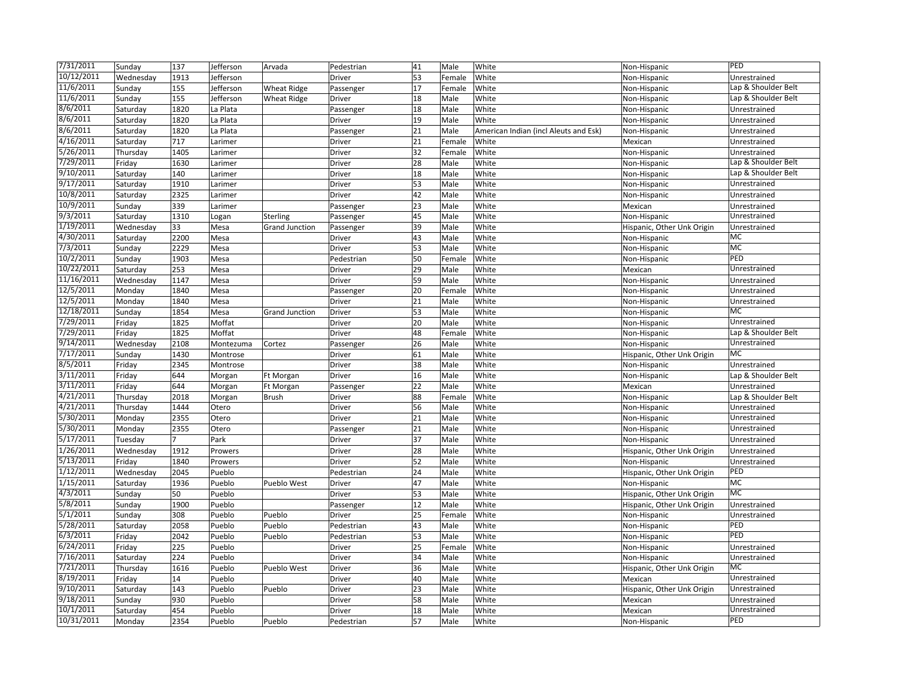| | | | | | | | | | | |
|---|---|---|---|---|---|---|---|---|---|---|
| 7/31/2011 | Sunday | 137 | Jefferson | Arvada | Pedestrian | 41 | Male | White | Non-Hispanic | PED |
| 10/12/2011 | Wednesday | 1913 | Jefferson | | Driver | 53 | Female | White | Non-Hispanic | Unrestrained |
| 11/6/2011 | Sunday | 155 | Jefferson | Wheat Ridge | Passenger | 17 | Female | White | Non-Hispanic | Lap & Shoulder Belt |
| 11/6/2011 | Sunday | 155 | Jefferson | Wheat Ridge | Driver | 18 | Male | White | Non-Hispanic | Lap & Shoulder Belt |
| 8/6/2011 | Saturday | 1820 | La Plata | | Passenger | 18 | Male | White | Non-Hispanic | Unrestrained |
| 8/6/2011 | Saturday | 1820 | La Plata | | Driver | 19 | Male | White | Non-Hispanic | Unrestrained |
| 8/6/2011 | Saturday | 1820 | La Plata | | Passenger | 21 | Male | American Indian (incl Aleuts and Esk) | Non-Hispanic | Unrestrained |
| 4/16/2011 | Saturday | 717 | Larimer | | Driver | 21 | Female | White | Mexican | Unrestrained |
| 5/26/2011 | Thursday | 1405 | Larimer | | Driver | 32 | Female | White | Non-Hispanic | Unrestrained |
| 7/29/2011 | Friday | 1630 | Larimer | | Driver | 28 | Male | White | Non-Hispanic | Lap & Shoulder Belt |
| 9/10/2011 | Saturday | 140 | Larimer | | Driver | 18 | Male | White | Non-Hispanic | Lap & Shoulder Belt |
| 9/17/2011 | Saturday | 1910 | Larimer | | Driver | 53 | Male | White | Non-Hispanic | Unrestrained |
| 10/8/2011 | Saturday | 2325 | Larimer | | Driver | 42 | Male | White | Non-Hispanic | Unrestrained |
| 10/9/2011 | Sunday | 339 | Larimer | | Passenger | 23 | Male | White | Mexican | Unrestrained |
| 9/3/2011 | Saturday | 1310 | Logan | Sterling | Passenger | 45 | Male | White | Non-Hispanic | Unrestrained |
| 1/19/2011 | Wednesday | 33 | Mesa | Grand Junction | Passenger | 39 | Male | White | Hispanic, Other Unk Origin | Unrestrained |
| 4/30/2011 | Saturday | 2200 | Mesa | | Driver | 43 | Male | White | Non-Hispanic | MC |
| 7/3/2011 | Sunday | 2229 | Mesa | | Driver | 53 | Male | White | Non-Hispanic | MC |
| 10/2/2011 | Sunday | 1903 | Mesa | | Pedestrian | 50 | Female | White | Non-Hispanic | PED |
| 10/22/2011 | Saturday | 253 | Mesa | | Driver | 29 | Male | White | Mexican | Unrestrained |
| 11/16/2011 | Wednesday | 1147 | Mesa | | Driver | 59 | Male | White | Non-Hispanic | Unrestrained |
| 12/5/2011 | Monday | 1840 | Mesa | | Passenger | 20 | Female | White | Non-Hispanic | Unrestrained |
| 12/5/2011 | Monday | 1840 | Mesa | | Driver | 21 | Male | White | Non-Hispanic | Unrestrained |
| 12/18/2011 | Sunday | 1854 | Mesa | Grand Junction | Driver | 53 | Male | White | Non-Hispanic | MC |
| 7/29/2011 | Friday | 1825 | Moffat | | Driver | 20 | Male | White | Non-Hispanic | Unrestrained |
| 7/29/2011 | Friday | 1825 | Moffat | | Driver | 48 | Female | White | Non-Hispanic | Lap & Shoulder Belt |
| 9/14/2011 | Wednesday | 2108 | Montezuma | Cortez | Passenger | 26 | Male | White | Non-Hispanic | Unrestrained |
| 7/17/2011 | Sunday | 1430 | Montrose | | Driver | 61 | Male | White | Hispanic, Other Unk Origin | MC |
| 8/5/2011 | Friday | 2345 | Montrose | | Driver | 38 | Male | White | Non-Hispanic | Unrestrained |
| 3/11/2011 | Friday | 644 | Morgan | Ft Morgan | Driver | 16 | Male | White | Non-Hispanic | Lap & Shoulder Belt |
| 3/11/2011 | Friday | 644 | Morgan | Ft Morgan | Passenger | 22 | Male | White | Mexican | Unrestrained |
| 4/21/2011 | Thursday | 2018 | Morgan | Brush | Driver | 88 | Female | White | Non-Hispanic | Lap & Shoulder Belt |
| 4/21/2011 | Thursday | 1444 | Otero | | Driver | 56 | Male | White | Non-Hispanic | Unrestrained |
| 5/30/2011 | Monday | 2355 | Otero | | Driver | 21 | Male | White | Non-Hispanic | Unrestrained |
| 5/30/2011 | Monday | 2355 | Otero | | Passenger | 21 | Male | White | Non-Hispanic | Unrestrained |
| 5/17/2011 | Tuesday | 7 | Park | | Driver | 37 | Male | White | Non-Hispanic | Unrestrained |
| 1/26/2011 | Wednesday | 1912 | Prowers | | Driver | 28 | Male | White | Hispanic, Other Unk Origin | Unrestrained |
| 5/13/2011 | Friday | 1840 | Prowers | | Driver | 52 | Male | White | Non-Hispanic | Unrestrained |
| 1/12/2011 | Wednesday | 2045 | Pueblo | | Pedestrian | 24 | Male | White | Hispanic, Other Unk Origin | PED |
| 1/15/2011 | Saturday | 1936 | Pueblo | Pueblo West | Driver | 47 | Male | White | Non-Hispanic | MC |
| 4/3/2011 | Sunday | 50 | Pueblo | | Driver | 53 | Male | White | Hispanic, Other Unk Origin | MC |
| 5/8/2011 | Sunday | 1900 | Pueblo | | Passenger | 12 | Male | White | Hispanic, Other Unk Origin | Unrestrained |
| 5/1/2011 | Sunday | 308 | Pueblo | Pueblo | Driver | 25 | Female | White | Non-Hispanic | Unrestrained |
| 5/28/2011 | Saturday | 2058 | Pueblo | Pueblo | Pedestrian | 43 | Male | White | Non-Hispanic | PED |
| 6/3/2011 | Friday | 2042 | Pueblo | Pueblo | Pedestrian | 53 | Male | White | Non-Hispanic | PED |
| 6/24/2011 | Friday | 225 | Pueblo | | Driver | 25 | Female | White | Non-Hispanic | Unrestrained |
| 7/16/2011 | Saturday | 224 | Pueblo | | Driver | 34 | Male | White | Non-Hispanic | Unrestrained |
| 7/21/2011 | Thursday | 1616 | Pueblo | Pueblo West | Driver | 36 | Male | White | Hispanic, Other Unk Origin | MC |
| 8/19/2011 | Friday | 14 | Pueblo | | Driver | 40 | Male | White | Mexican | Unrestrained |
| 9/10/2011 | Saturday | 143 | Pueblo | Pueblo | Driver | 23 | Male | White | Hispanic, Other Unk Origin | Unrestrained |
| 9/18/2011 | Sunday | 930 | Pueblo | | Driver | 58 | Male | White | Mexican | Unrestrained |
| 10/1/2011 | Saturday | 454 | Pueblo | | Driver | 18 | Male | White | Mexican | Unrestrained |
| 10/31/2011 | Monday | 2354 | Pueblo | Pueblo | Pedestrian | 57 | Male | White | Non-Hispanic | PED |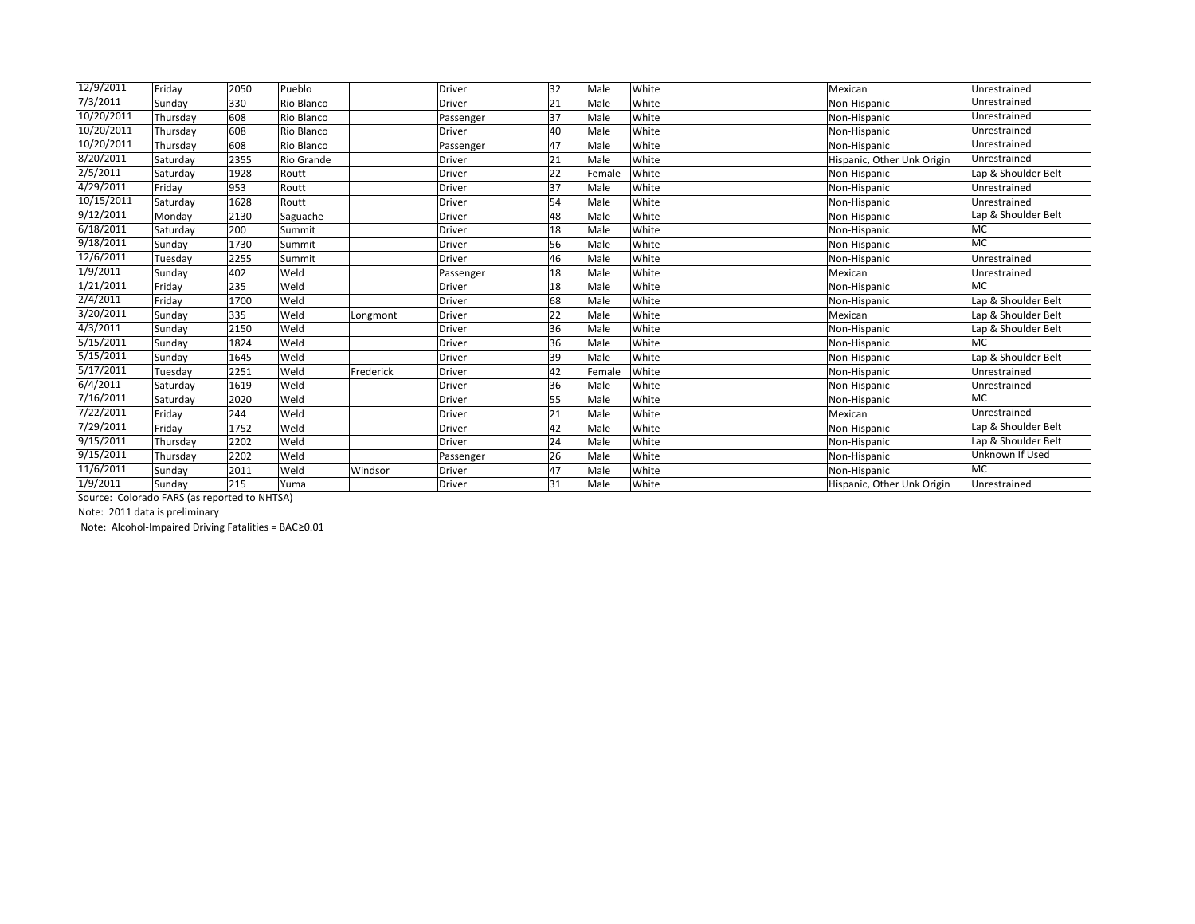| | | | | | | | | | | |
|---|---|---|---|---|---|---|---|---|---|---|
| 12/9/2011 | Friday | 2050 | Pueblo | | Driver | 32 | Male | White | Mexican | Unrestrained |
| 7/3/2011 | Sunday | 330 | Rio Blanco | | Driver | 21 | Male | White | Non-Hispanic | Unrestrained |
| 10/20/2011 | Thursday | 608 | Rio Blanco | | Passenger | 37 | Male | White | Non-Hispanic | Unrestrained |
| 10/20/2011 | Thursday | 608 | Rio Blanco | | Driver | 40 | Male | White | Non-Hispanic | Unrestrained |
| 10/20/2011 | Thursday | 608 | Rio Blanco | | Passenger | 47 | Male | White | Non-Hispanic | Unrestrained |
| 8/20/2011 | Saturday | 2355 | Rio Grande | | Driver | 21 | Male | White | Hispanic, Other Unk Origin | Unrestrained |
| 2/5/2011 | Saturday | 1928 | Routt | | Driver | 22 | Female | White | Non-Hispanic | Lap & Shoulder Belt |
| 4/29/2011 | Friday | 953 | Routt | | Driver | 37 | Male | White | Non-Hispanic | Unrestrained |
| 10/15/2011 | Saturday | 1628 | Routt | | Driver | 54 | Male | White | Non-Hispanic | Unrestrained |
| 9/12/2011 | Monday | 2130 | Saguache | | Driver | 48 | Male | White | Non-Hispanic | Lap & Shoulder Belt |
| 6/18/2011 | Saturday | 200 | Summit | | Driver | 18 | Male | White | Non-Hispanic | MC |
| 9/18/2011 | Sunday | 1730 | Summit | | Driver | 56 | Male | White | Non-Hispanic | MC |
| 12/6/2011 | Tuesday | 2255 | Summit | | Driver | 46 | Male | White | Non-Hispanic | Unrestrained |
| 1/9/2011 | Sunday | 402 | Weld | | Passenger | 18 | Male | White | Mexican | Unrestrained |
| 1/21/2011 | Friday | 235 | Weld | | Driver | 18 | Male | White | Non-Hispanic | MC |
| 2/4/2011 | Friday | 1700 | Weld | | Driver | 68 | Male | White | Non-Hispanic | Lap & Shoulder Belt |
| 3/20/2011 | Sunday | 335 | Weld | Longmont | Driver | 22 | Male | White | Mexican | Lap & Shoulder Belt |
| 4/3/2011 | Sunday | 2150 | Weld | | Driver | 36 | Male | White | Non-Hispanic | Lap & Shoulder Belt |
| 5/15/2011 | Sunday | 1824 | Weld | | Driver | 36 | Male | White | Non-Hispanic | MC |
| 5/15/2011 | Sunday | 1645 | Weld | | Driver | 39 | Male | White | Non-Hispanic | Lap & Shoulder Belt |
| 5/17/2011 | Tuesday | 2251 | Weld | Frederick | Driver | 42 | Female | White | Non-Hispanic | Unrestrained |
| 6/4/2011 | Saturday | 1619 | Weld | | Driver | 36 | Male | White | Non-Hispanic | Unrestrained |
| 7/16/2011 | Saturday | 2020 | Weld | | Driver | 55 | Male | White | Non-Hispanic | MC |
| 7/22/2011 | Friday | 244 | Weld | | Driver | 21 | Male | White | Mexican | Unrestrained |
| 7/29/2011 | Friday | 1752 | Weld | | Driver | 42 | Male | White | Non-Hispanic | Lap & Shoulder Belt |
| 9/15/2011 | Thursday | 2202 | Weld | | Driver | 24 | Male | White | Non-Hispanic | Lap & Shoulder Belt |
| 9/15/2011 | Thursday | 2202 | Weld | | Passenger | 26 | Male | White | Non-Hispanic | Unknown If Used |
| 11/6/2011 | Sunday | 2011 | Weld | Windsor | Driver | 47 | Male | White | Non-Hispanic | MC |
| 1/9/2011 | Sunday | 215 | Yuma | | Driver | 31 | Male | White | Hispanic, Other Unk Origin | Unrestrained |

Source: Colorado FARS (as reported to NHTSA)

Note: 2011 data is preliminary

Note: Alcohol-Impaired Driving Fatalities = BAC≥0.01